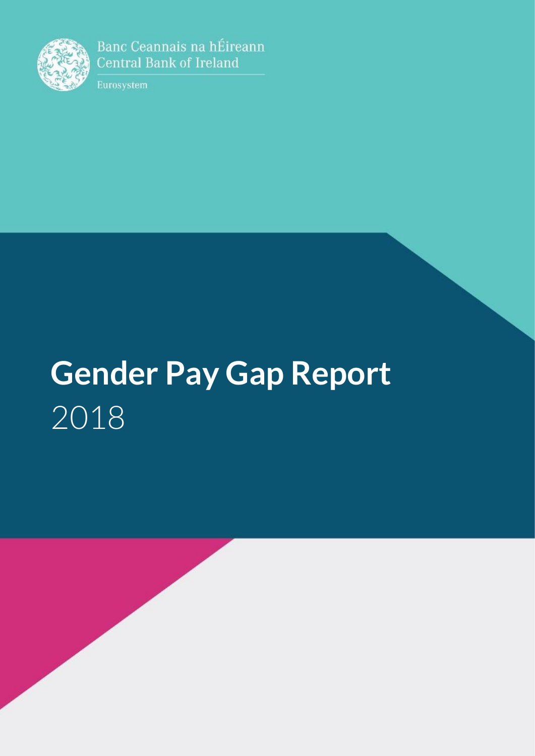Banc Ceannais na hÉireann
Central Bank of Ireland

Eurosystem

# Gender Pay Gap Report

2018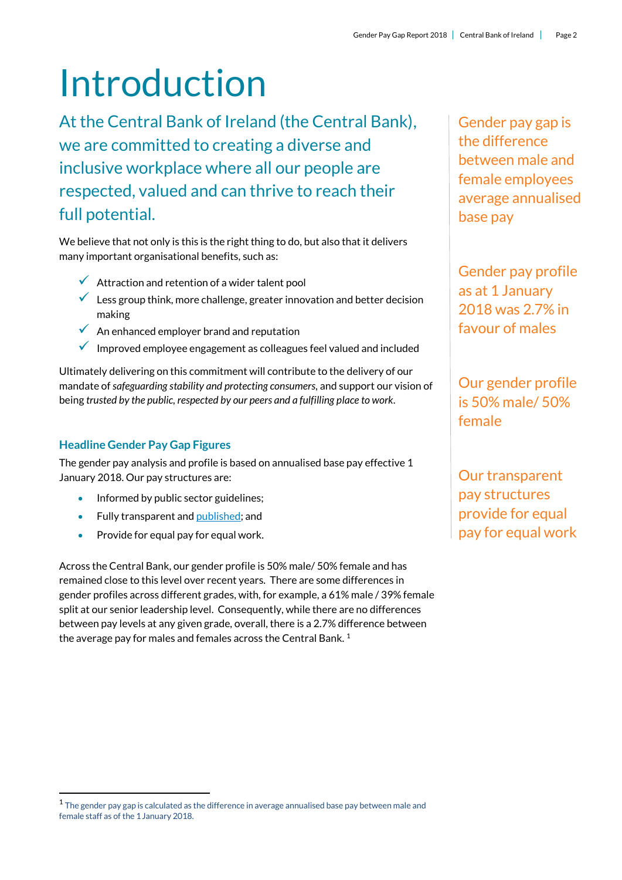# Introduction

At the Central Bank of Ireland (the Central Bank), we are committed to creating a diverse and inclusive workplace where all our people are respected, valued and can thrive to reach their full potential.

We believe that not only is this is the right thing to do, but also that it delivers many important organisational benefits, such as:

- ✓ Attraction and retention of a wider talent pool
- ✓ Less group think, more challenge, greater innovation and better decision making
- ✓ An enhanced employer brand and reputation
- ✓ Improved employee engagement as colleagues feel valued and included

Ultimately delivering on this commitment will contribute to the delivery of our mandate of *safeguarding stability and protecting consumers*, and support our vision of being *trusted by the public, respected by our peers and a fulfilling place to work*.

### Headline Gender Pay Gap Figures

The gender pay analysis and profile is based on annualised base pay effective 1 January 2018. Our pay structures are:

- Informed by public sector guidelines;
- Fully transparent and published; and
- Provide for equal pay for equal work.

Across the Central Bank, our gender profile is 50% male/ 50% female and has remained close to this level over recent years. There are some differences in gender profiles across different grades, with, for example, a 61% male / 39% female split at our senior leadership level. Consequently, while there are no differences between pay levels at any given grade, overall, there is a 2.7% difference between the average pay for males and females across the Central Bank. [1]

Gender pay gap is the difference between male and female employees average annualised base pay

Gender pay profile as at 1 January 2018 was 2.7% in favour of males

Our gender profile is 50% male/ 50% female

Our transparent pay structures provide for equal pay for equal work

[1] The gender pay gap is calculated as the difference in average annualised base pay between male and female staff as of the 1 January 2018.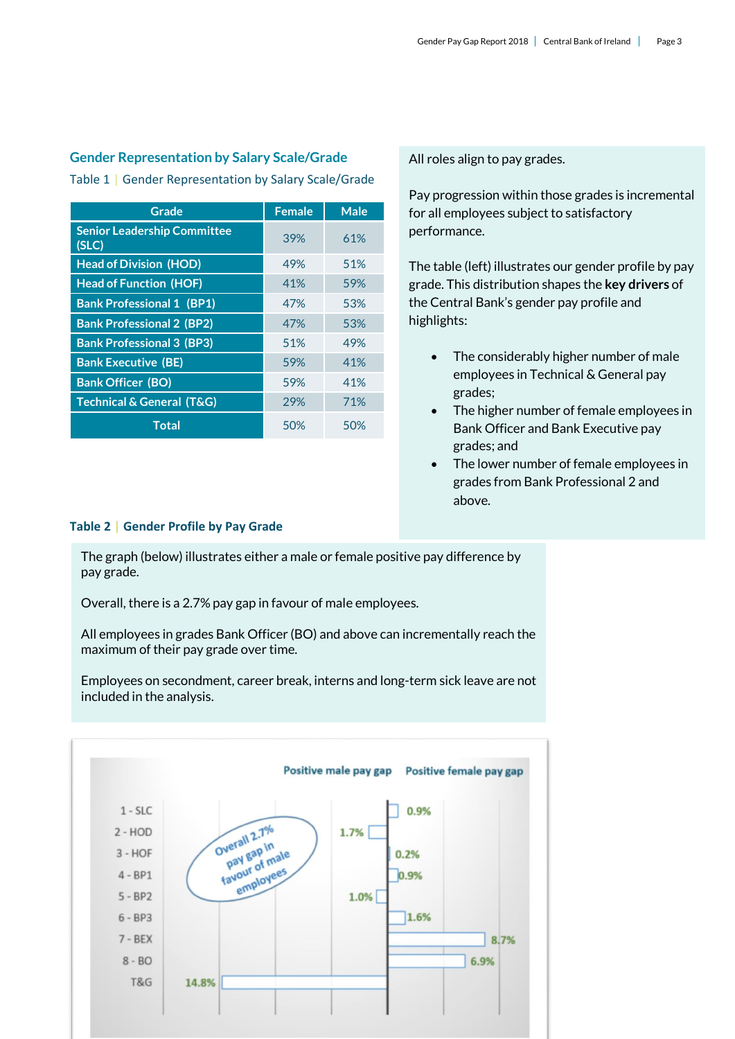## Gender Representation by Salary Scale/Grade

Table 1 | Gender Representation by Salary Scale/Grade

| Grade | Female | Male |
|---|---|---|
| Senior Leadership Committee (SLC) | 39% | 61% |
| Head of Division (HOD) | 49% | 51% |
| Head of Function (HOF) | 41% | 59% |
| Bank Professional 1 (BP1) | 47% | 53% |
| Bank Professional 2 (BP2) | 47% | 53% |
| Bank Professional 3 (BP3) | 51% | 49% |
| Bank Executive (BE) | 59% | 41% |
| Bank Officer (BO) | 59% | 41% |
| Technical & General (T&G) | 29% | 71% |
| Total | 50% | 50% |

All roles align to pay grades.

Pay progression within those grades is incremental for all employees subject to satisfactory performance.

The table (left) illustrates our gender profile by pay grade. This distribution shapes the **key drivers** of the Central Bank's gender pay profile and highlights:

- The considerably higher number of male employees in Technical & General pay grades;
- The higher number of female employees in Bank Officer and Bank Executive pay grades; and
- The lower number of female employees in grades from Bank Professional 2 and above.

### Table 2 | Gender Profile by Pay Grade

The graph (below) illustrates either a male or female positive pay difference by pay grade.

Overall, there is a 2.7% pay gap in favour of male employees.

All employees in grades Bank Officer (BO) and above can incrementally reach the maximum of their pay grade over time.

Employees on secondment, career break, interns and long-term sick leave are not included in the analysis.

| Grade | Positive male pay gap | Positive female pay gap |
|---|---|---|
| 1 - SLC | | 0.9% |
| 2 - HOD | 1.7% | |
| 3 - HOF | | 0.2% |
| 4 - BP1 | | 0.9% |
| 5 - BP2 | 1.0% | |
| 6 - BP3 | | 1.6% |
| 7 - BEX | | 8.7% |
| 8 - BO | | 6.9% |
| T&G | 14.8% | |

Overall 2.7% pay gap in favour of male employees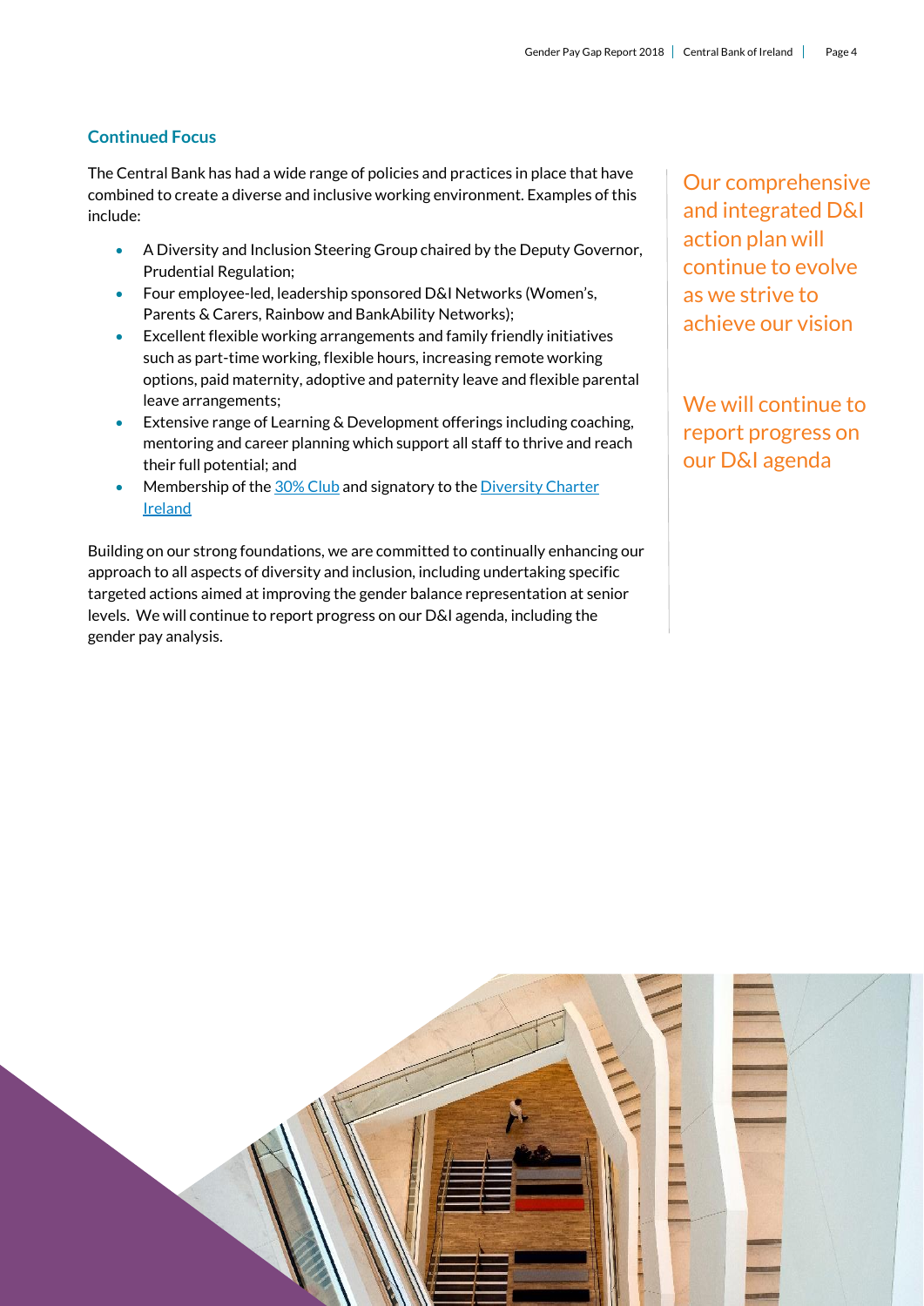## Continued Focus

The Central Bank has had a wide range of policies and practices in place that have combined to create a diverse and inclusive working environment. Examples of this include:

- A Diversity and Inclusion Steering Group chaired by the Deputy Governor, Prudential Regulation;
- Four employee-led, leadership sponsored D&I Networks (Women's, Parents & Carers, Rainbow and BankAbility Networks);
- Excellent flexible working arrangements and family friendly initiatives such as part-time working, flexible hours, increasing remote working options, paid maternity, adoptive and paternity leave and flexible parental leave arrangements;
- Extensive range of Learning & Development offerings including coaching, mentoring and career planning which support all staff to thrive and reach their full potential; and
- Membership of the 30% Club and signatory to the Diversity Charter Ireland

Building on our strong foundations, we are committed to continually enhancing our approach to all aspects of diversity and inclusion, including undertaking specific targeted actions aimed at improving the gender balance representation at senior levels. We will continue to report progress on our D&I agenda, including the gender pay analysis.

Our comprehensive and integrated D&I action plan will continue to evolve as we strive to achieve our vision

We will continue to report progress on our D&I agenda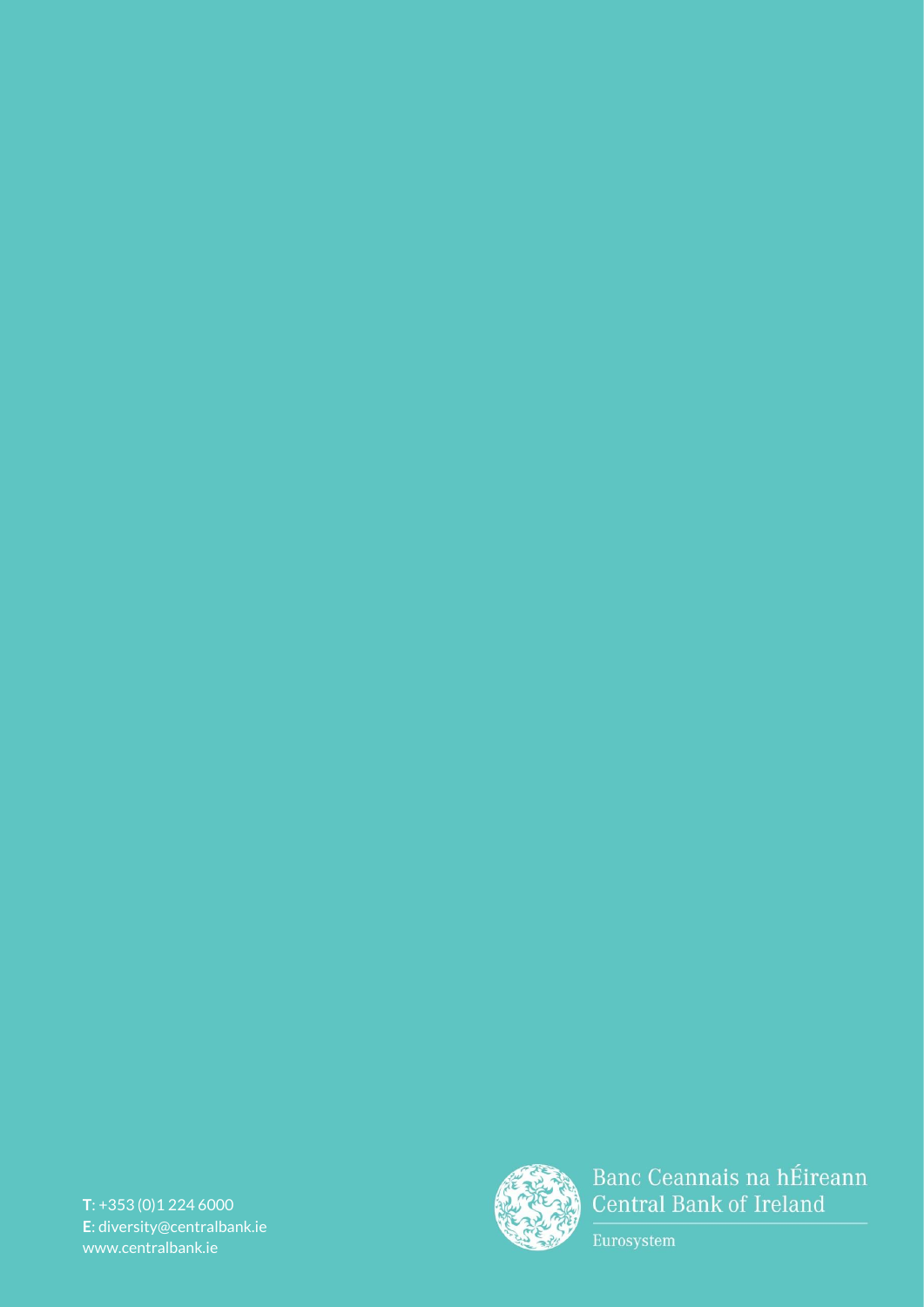**T**: +353 (0)1 224 6000
**E**: diversity@centralbank.ie
www.centralbank.ie

Banc Ceannais na hÉireann
Central Bank of Ireland

Eurosystem